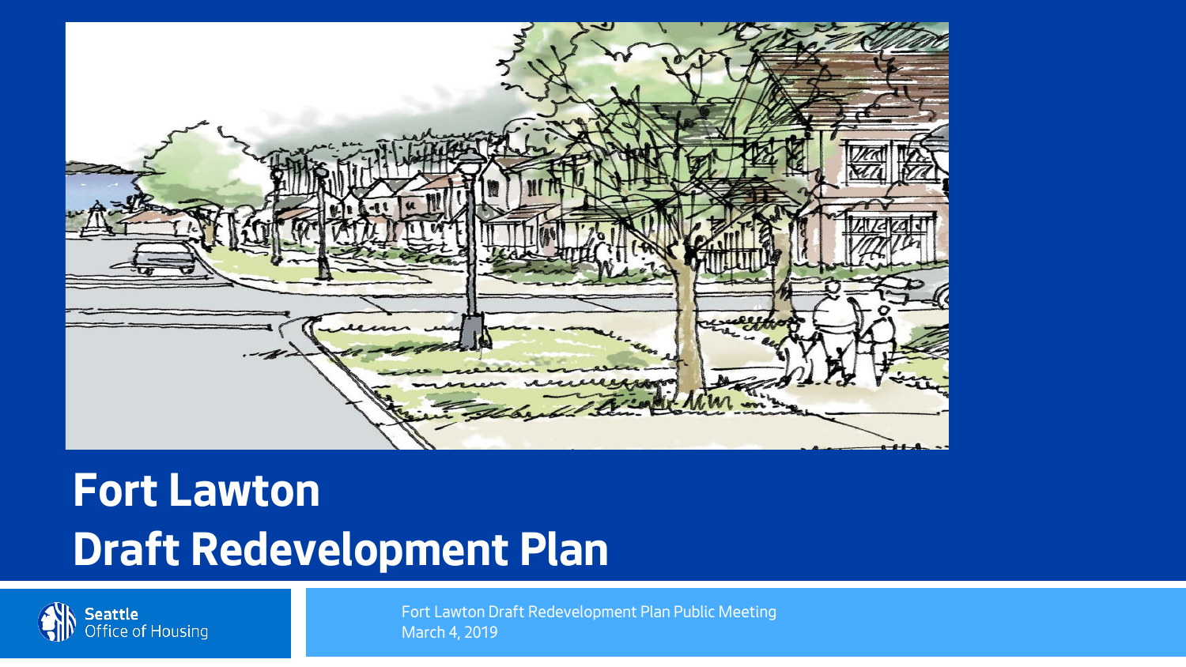# Fort Lawton
# Draft Redevelopment Plan

Seattle Office of Housing

Fort Lawton Draft Redevelopment Plan Public Meeting
March 4, 2019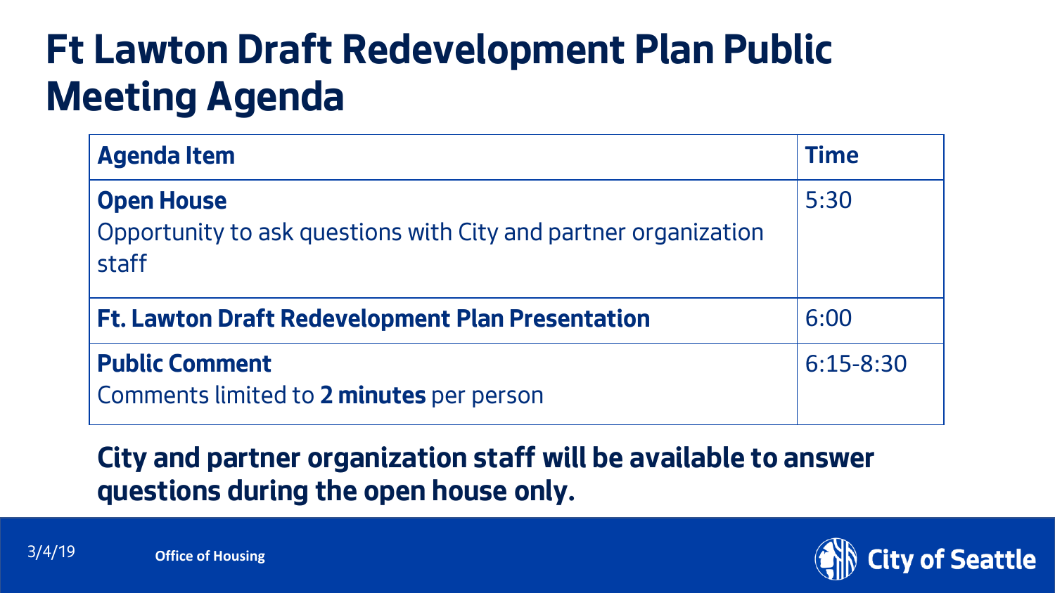# Ft Lawton Draft Redevelopment Plan Public Meeting Agenda

| Agenda Item | Time |
|---|---|
| **Open House**<br>Opportunity to ask questions with City and partner organization staff | 5:30 |
| **Ft. Lawton Draft Redevelopment Plan Presentation** | 6:00 |
| **Public Comment**<br>Comments limited to **2 minutes** per person | 6:15-8:30 |

**City and partner organization staff will be available to answer questions during the open house only.**

3/4/19

**Office of Housing**

**City of Seattle**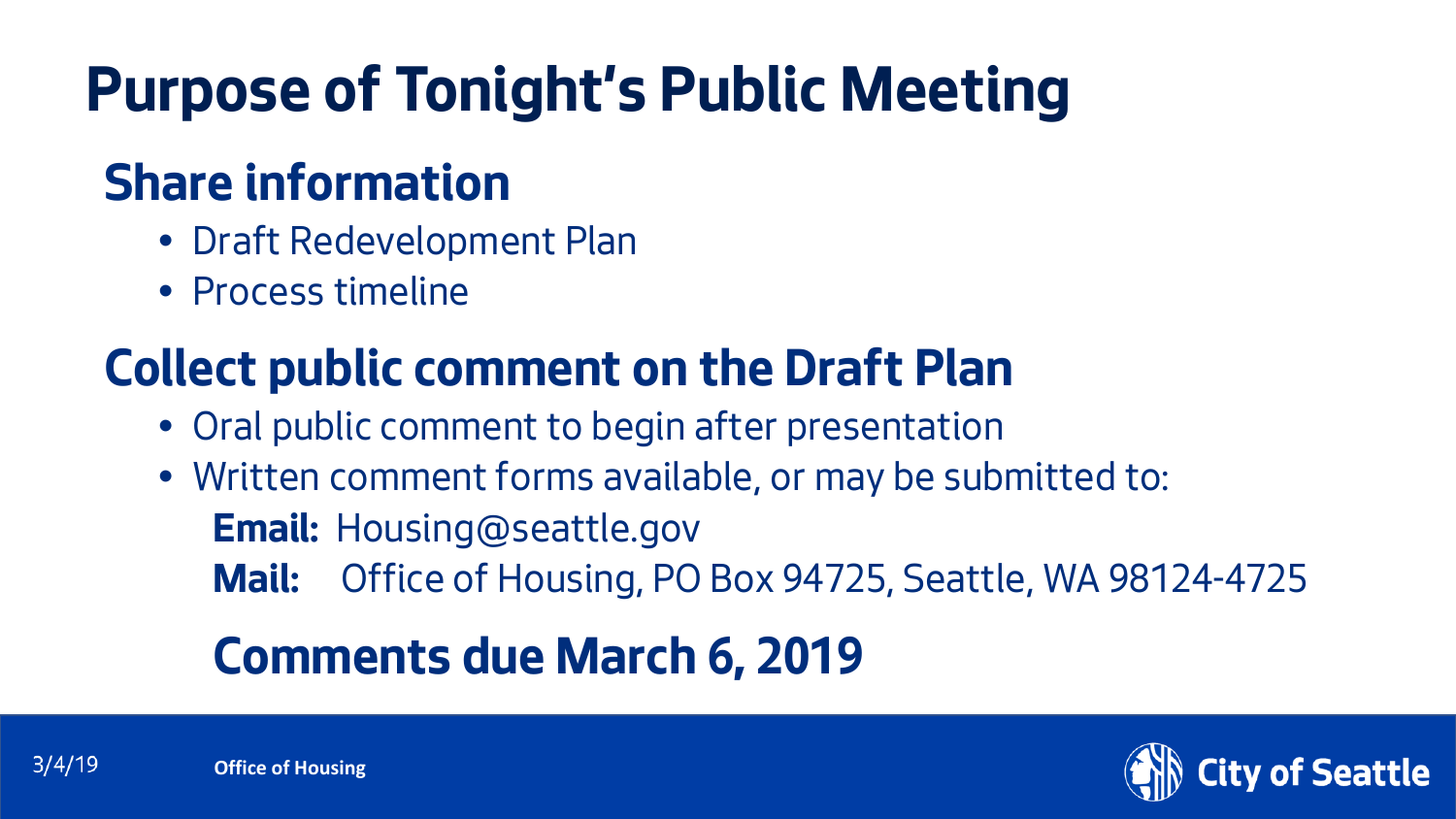# Purpose of Tonight's Public Meeting

## Share information

- Draft Redevelopment Plan
- Process timeline

## Collect public comment on the Draft Plan

- Oral public comment to begin after presentation
- Written comment forms available, or may be submitted to:

  **Email:** Housing@seattle.gov

  **Mail:** Office of Housing, PO Box 94725, Seattle, WA 98124-4725

## Comments due March 6, 2019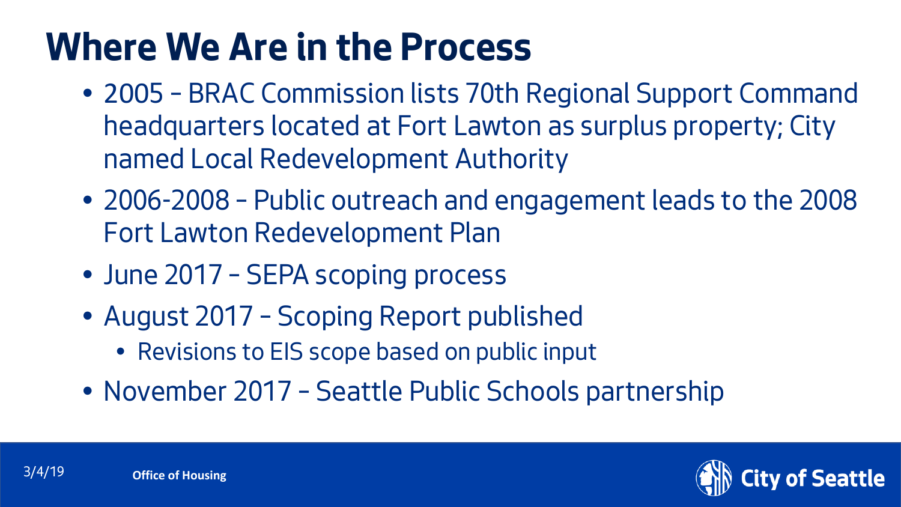# Where We Are in the Process

- 2005 – BRAC Commission lists 70th Regional Support Command headquarters located at Fort Lawton as surplus property; City named Local Redevelopment Authority
- 2006-2008 – Public outreach and engagement leads to the 2008 Fort Lawton Redevelopment Plan
- June 2017 – SEPA scoping process
- August 2017 – Scoping Report published
  - Revisions to EIS scope based on public input
- November 2017 – Seattle Public Schools partnership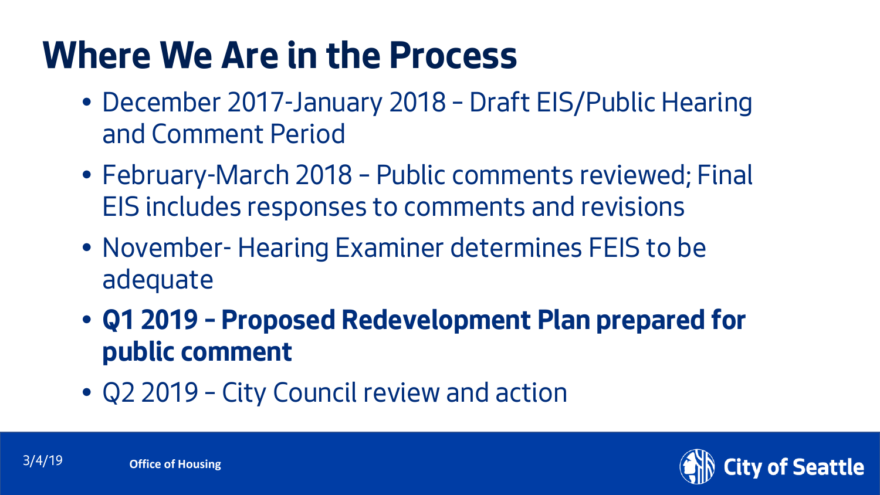# Where We Are in the Process

- December 2017-January 2018 – Draft EIS/Public Hearing and Comment Period
- February-March 2018 – Public comments reviewed; Final EIS includes responses to comments and revisions
- November- Hearing Examiner determines FEIS to be adequate
- **Q1 2019 – Proposed Redevelopment Plan prepared for public comment**
- Q2 2019 – City Council review and action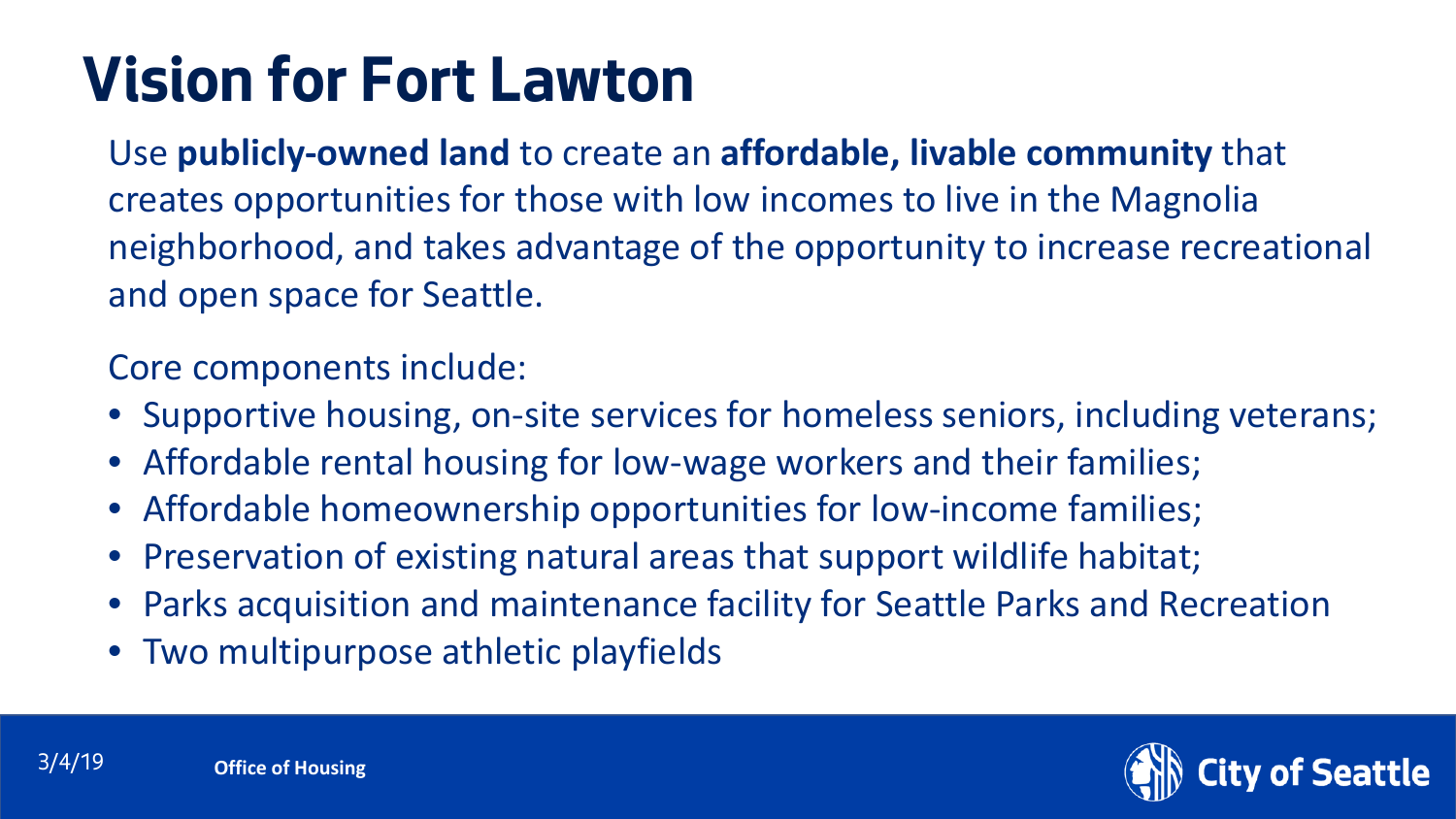# Vision for Fort Lawton

Use **publicly-owned land** to create an **affordable, livable community** that creates opportunities for those with low incomes to live in the Magnolia neighborhood, and takes advantage of the opportunity to increase recreational and open space for Seattle.

Core components include:

- Supportive housing, on-site services for homeless seniors, including veterans;
- Affordable rental housing for low-wage workers and their families;
- Affordable homeownership opportunities for low-income families;
- Preservation of existing natural areas that support wildlife habitat;
- Parks acquisition and maintenance facility for Seattle Parks and Recreation
- Two multipurpose athletic playfields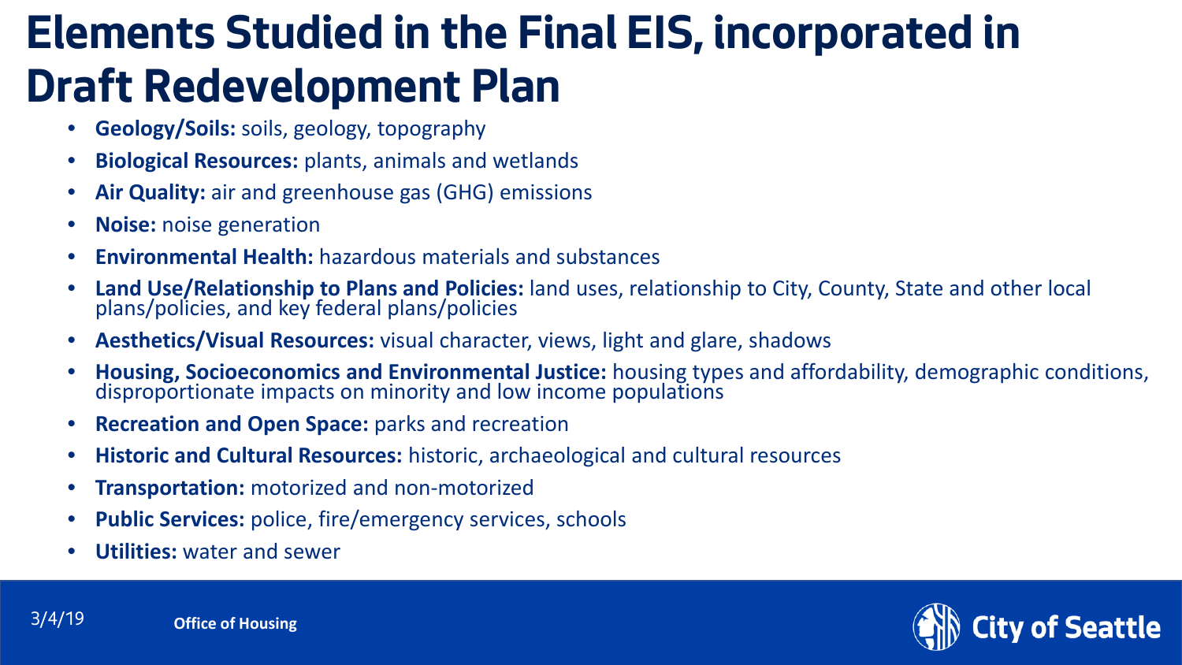# Elements Studied in the Final EIS, incorporated in Draft Redevelopment Plan

- **Geology/Soils:** soils, geology, topography
- **Biological Resources:** plants, animals and wetlands
- **Air Quality:** air and greenhouse gas (GHG) emissions
- **Noise:** noise generation
- **Environmental Health:** hazardous materials and substances
- **Land Use/Relationship to Plans and Policies:** land uses, relationship to City, County, State and other local plans/policies, and key federal plans/policies
- **Aesthetics/Visual Resources:** visual character, views, light and glare, shadows
- **Housing, Socioeconomics and Environmental Justice:** housing types and affordability, demographic conditions, disproportionate impacts on minority and low income populations
- **Recreation and Open Space:** parks and recreation
- **Historic and Cultural Resources:** historic, archaeological and cultural resources
- **Transportation:** motorized and non-motorized
- **Public Services:** police, fire/emergency services, schools
- **Utilities:** water and sewer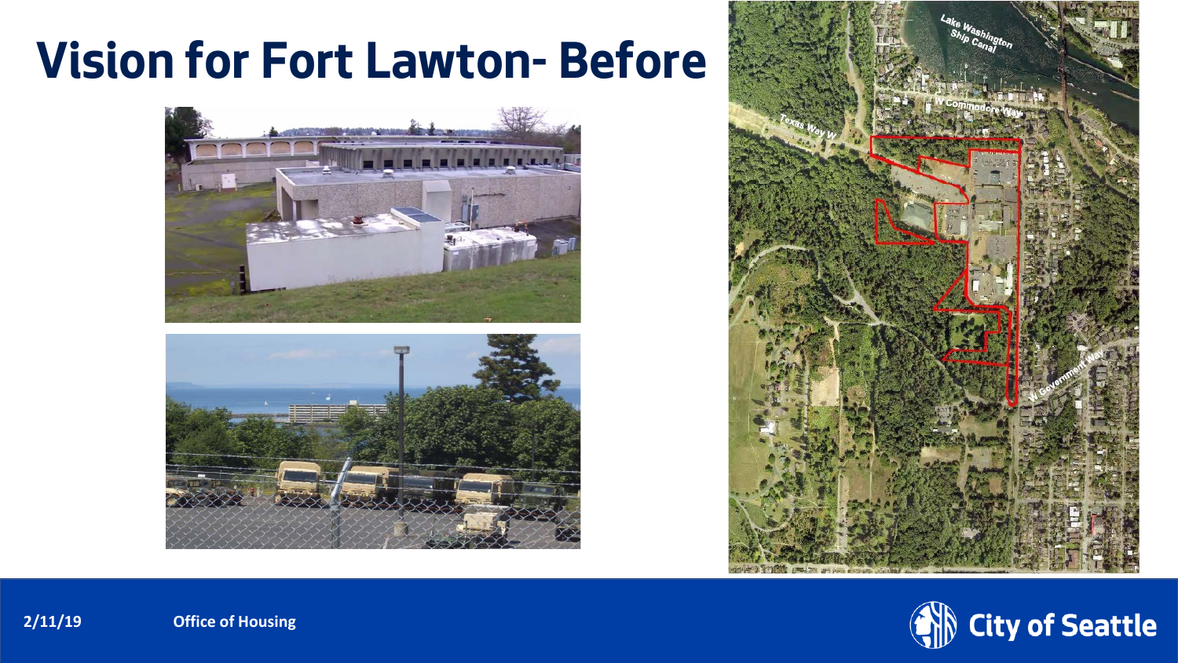# Vision for Fort Lawton- Before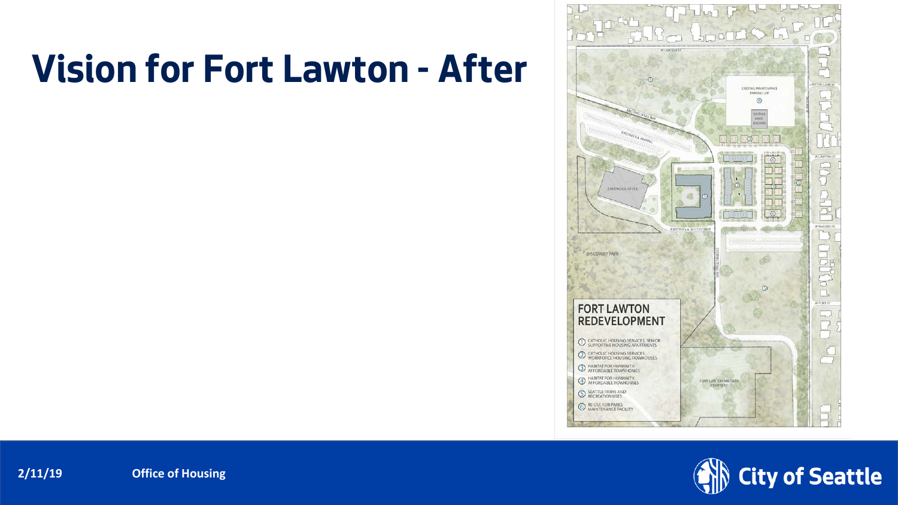# Vision for Fort Lawton - After

W LAWTON ST

EXISTING MAINTENANCE PARKING LOT

EXISTING MAINT. BUILDING

EXISTING ROAD WAY

EXISTING V.A. PARKING

EXISTING V.A. OFFICE

EXISTING V.A. ACCESS DRIVE

DISCOVERY PARK

FORT LAWTON MILITARY CEMETARY

LAWTON LANE W

W LAWTON ST

W MCCORD PL

W FORT ST

**FORT LAWTON REDEVELOPMENT**

1. CATHOLIC HOUSING SERVICES: SENIOR SUPPORTIVE HOUSING APARTMENTS
2. CATHOLIC HOUSING SERVICES: WORKFORCE HOUSING ROWHOUSES
3. HABITAT FOR HUMANITY: AFFORDABLE TOWNHOMES
4. HABITAT FOR HUMANITY: AFFORDABLE ROWHOUSES
5. SEATTLE PARKS AND RECREATION USES
6. RE-USE FOR PARKS MAINTENANCE FACILITY

2/11/19 Office of Housing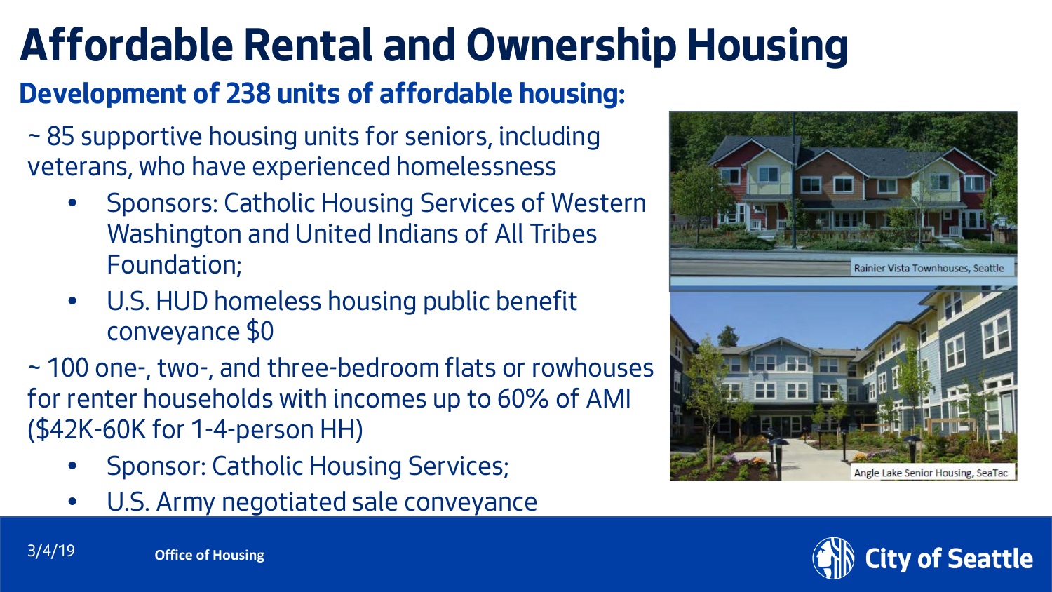# Affordable Rental and Ownership Housing

## Development of 238 units of affordable housing:

~ 85 supportive housing units for seniors, including veterans, who have experienced homelessness

- Sponsors: Catholic Housing Services of Western Washington and United Indians of All Tribes Foundation;
- U.S. HUD homeless housing public benefit conveyance $0

~ 100 one-, two-, and three-bedroom flats or rowhouses for renter households with incomes up to 60% of AMI ($42K-60K for 1-4-person HH)

- Sponsor: Catholic Housing Services;
- U.S. Army negotiated sale conveyance

Rainier Vista Townhouses, Seattle

Angle Lake Senior Housing, SeaTac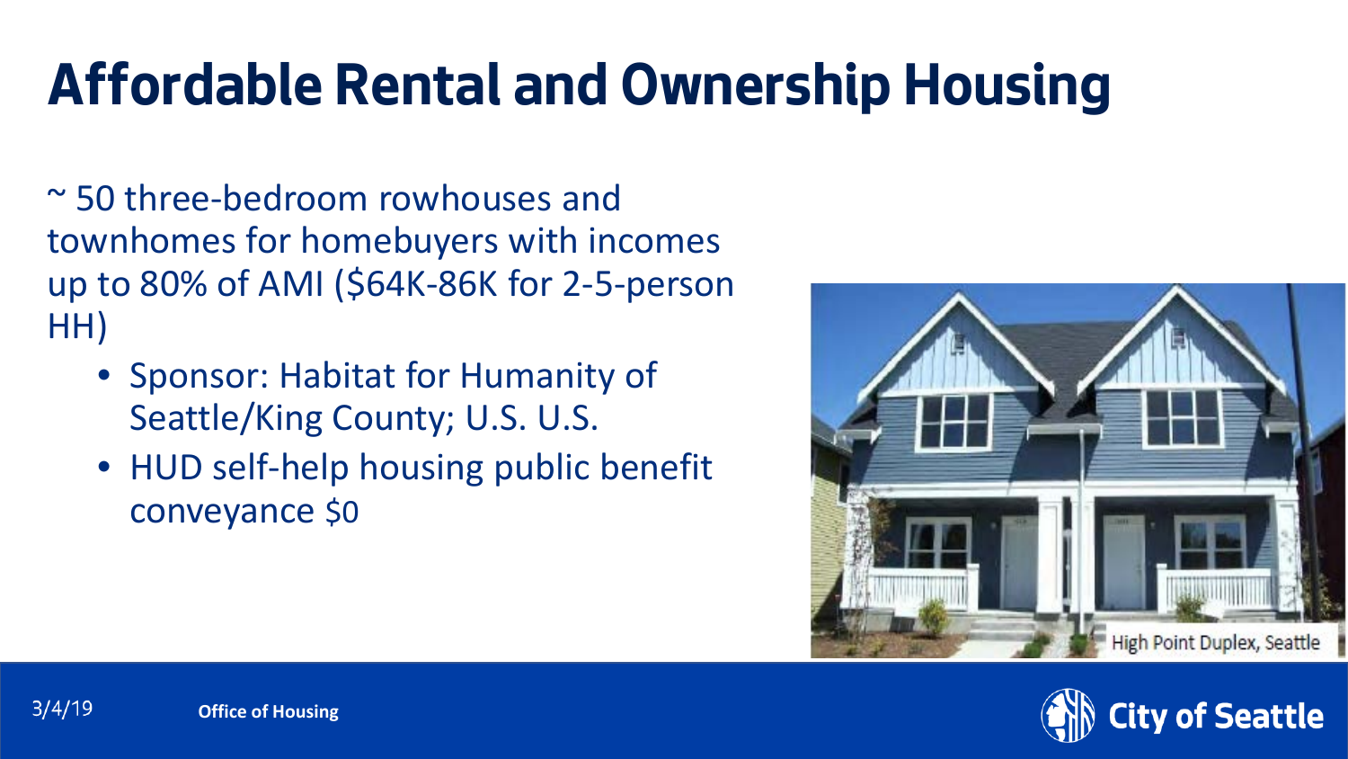# Affordable Rental and Ownership Housing

~ 50 three-bedroom rowhouses and townhomes for homebuyers with incomes up to 80% of AMI ($64K-86K for 2-5-person HH)

- Sponsor: Habitat for Humanity of Seattle/King County; U.S. U.S.
- HUD self-help housing public benefit conveyance $0

High Point Duplex, Seattle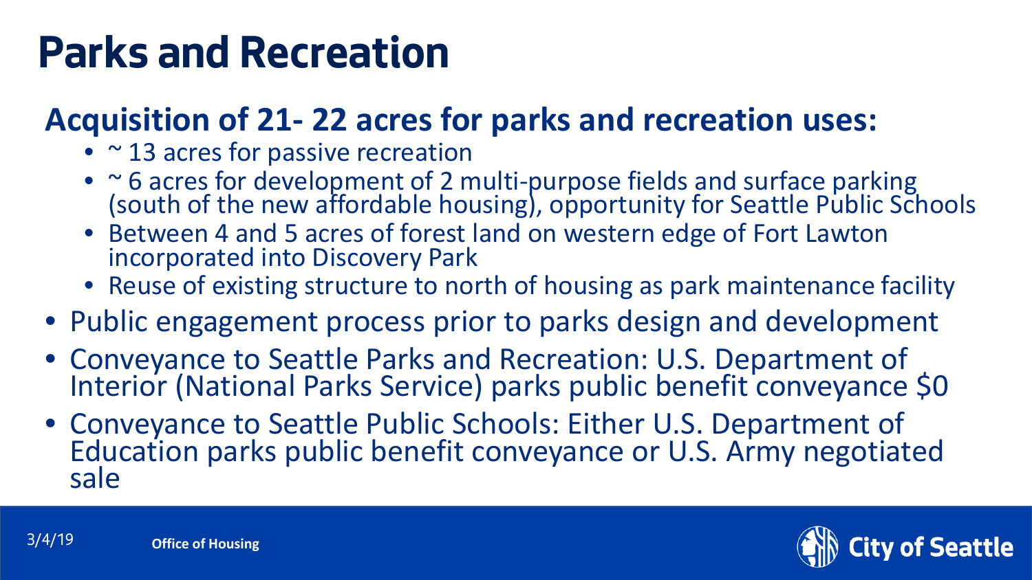# Parks and Recreation

## Acquisition of 21- 22 acres for parks and recreation uses:

- ~ 13 acres for passive recreation
- ~ 6 acres for development of 2 multi-purpose fields and surface parking (south of the new affordable housing), opportunity for Seattle Public Schools
- Between 4 and 5 acres of forest land on western edge of Fort Lawton incorporated into Discovery Park
- Reuse of existing structure to north of housing as park maintenance facility

- Public engagement process prior to parks design and development
- Conveyance to Seattle Parks and Recreation: U.S. Department of Interior (National Parks Service) parks public benefit conveyance $0
- Conveyance to Seattle Public Schools: Either U.S. Department of Education parks public benefit conveyance or U.S. Army negotiated sale

3/4/19

Office of Housing

City of Seattle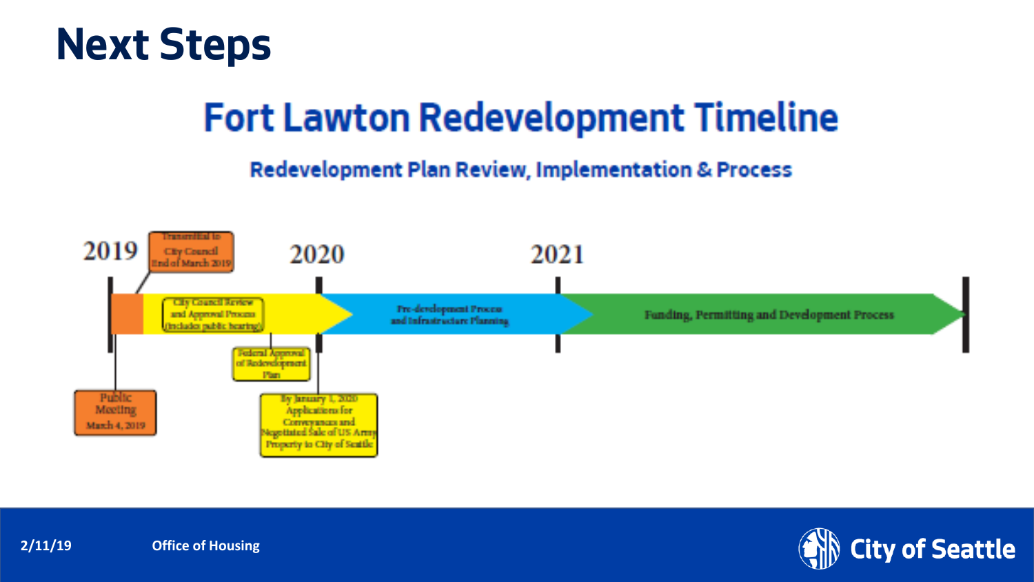# Next Steps

## Fort Lawton Redevelopment Timeline

### Redevelopment Plan Review, Implementation & Process

2019

Transmittal to City Council End of March 2019

2020

2021

City Council Review and Approval Process (includes public hearing)

Pre-development Process and Infrastructure Planning

Funding, Permitting and Development Process

Public Meeting March 4, 2019

Federal Approval of Redevelopment Plan

By January 1, 2020 Applications for Conveyances and Negotiated Sale of US Army Property to City of Seattle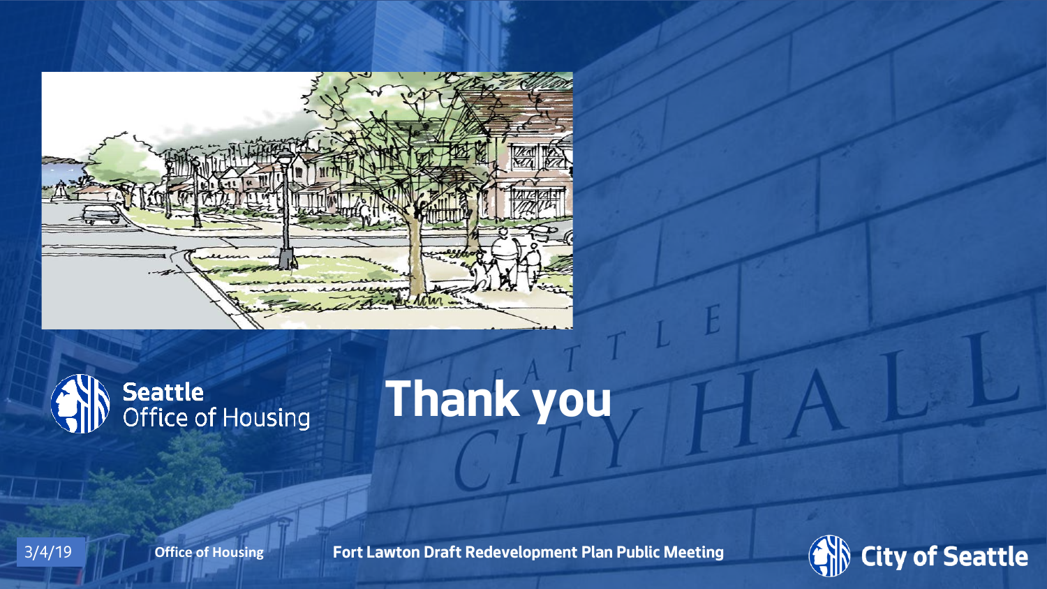Seattle Office of Housing

# Thank you